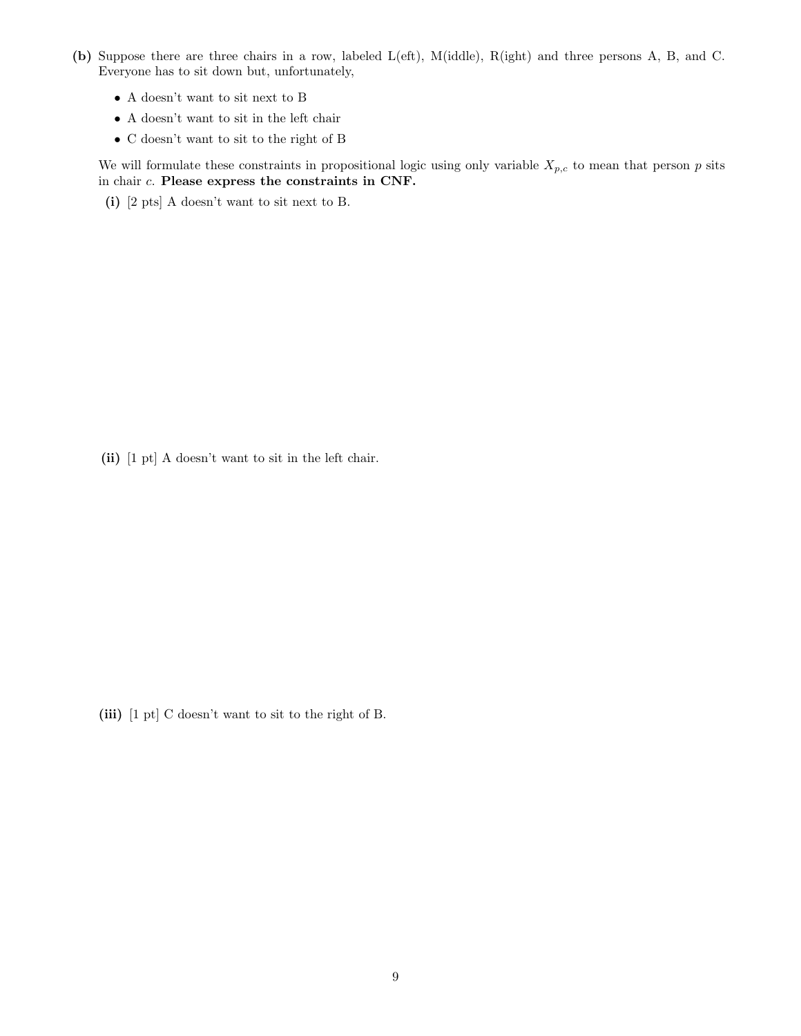**(b)** Suppose there are three chairs in a row, labeled L(eft), M(iddle), R(ight) and three persons A, B, and C. Everyone has to sit down but, unfortunately,

- A doesn't want to sit next to B
- A doesn't want to sit in the left chair
- C doesn't want to sit to the right of B

We will formulate these constraints in propositional logic using only variable $X_{p,c}$ to mean that person $p$ sits in chair $c$. **Please express the constraints in CNF.**

**(i)** [2 pts] A doesn't want to sit next to B.

**(ii)** [1 pt] A doesn't want to sit in the left chair.

**(iii)** [1 pt] C doesn't want to sit to the right of B.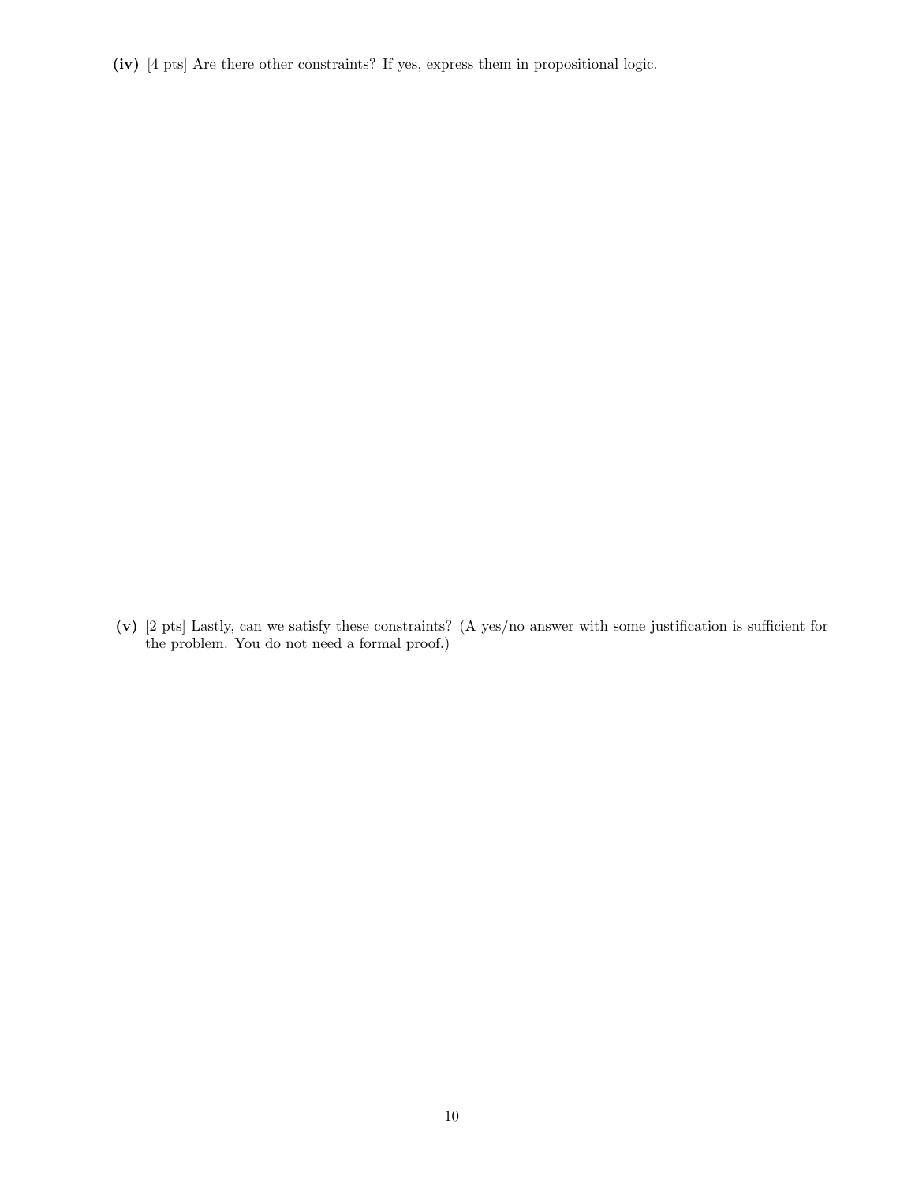**(iv)** [4 pts] Are there other constraints? If yes, express them in propositional logic.

**(v)** [2 pts] Lastly, can we satisfy these constraints? (A yes/no answer with some justification is sufficient for the problem. You do not need a formal proof.)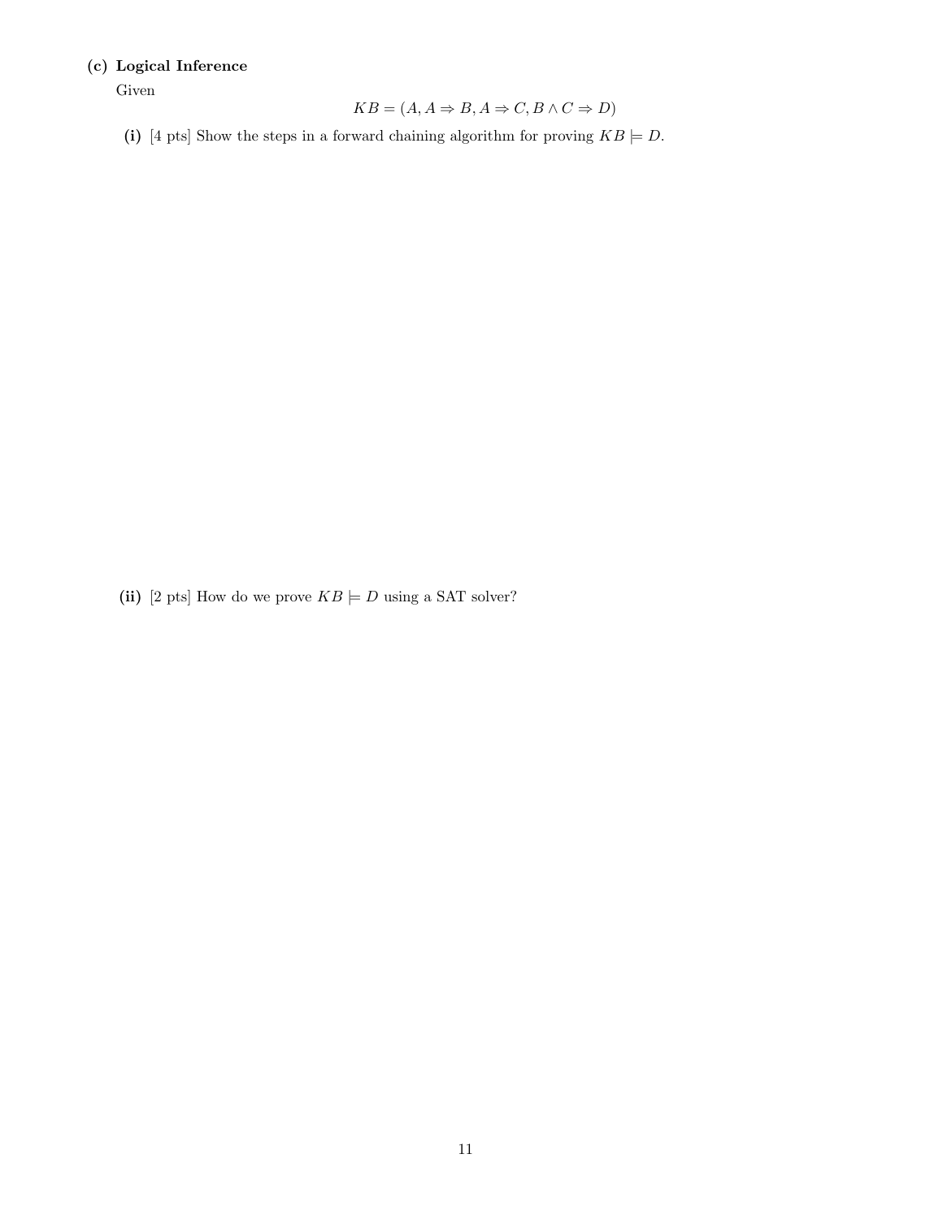**(c) Logical Inference**

Given

$$KB = (A, A \Rightarrow B, A \Rightarrow C, B \wedge C \Rightarrow D)$$

**(i)** [4 pts] Show the steps in a forward chaining algorithm for proving $KB \models D$.

**(ii)** [2 pts] How do we prove $KB \models D$ using a SAT solver?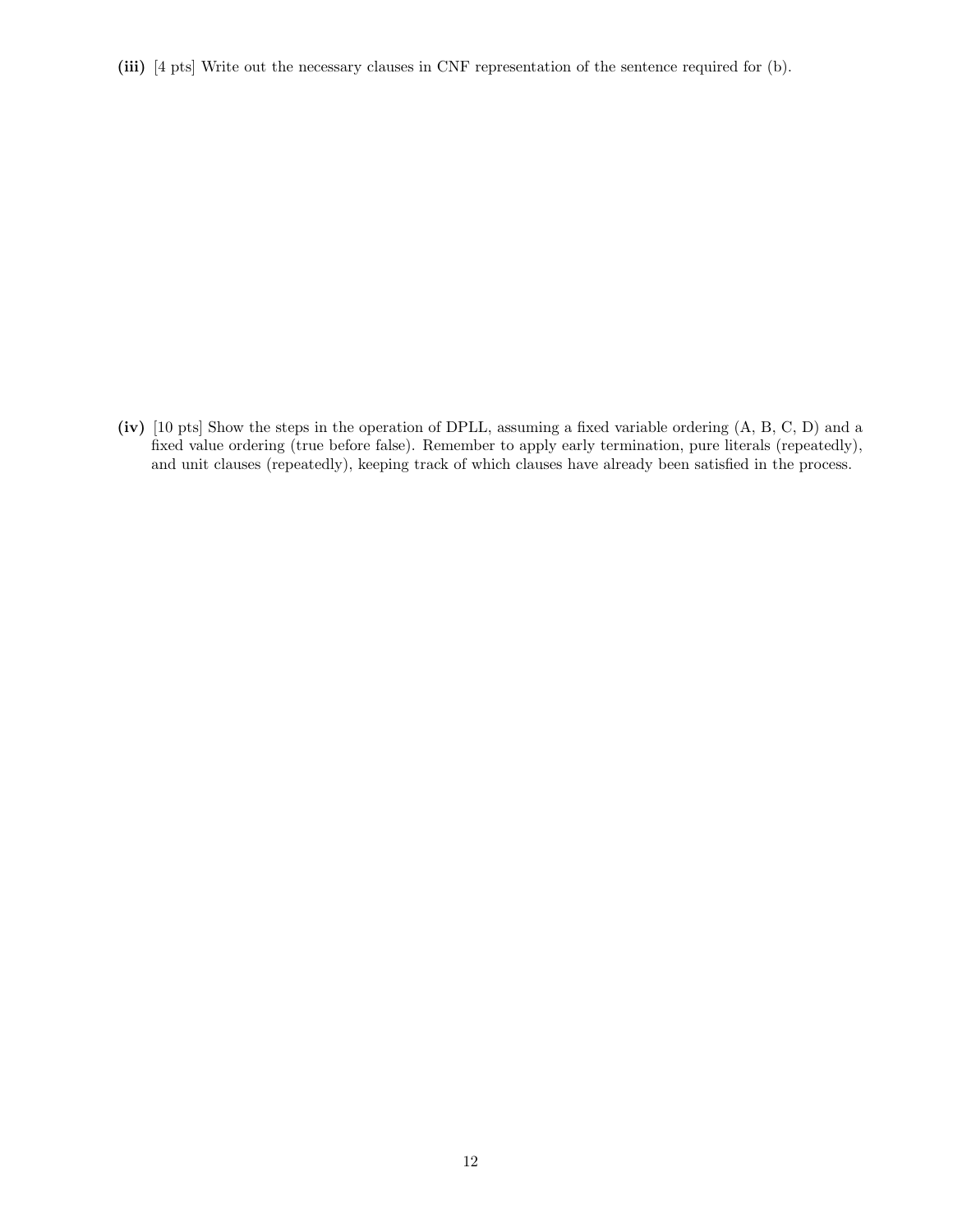**(iii)** [4 pts] Write out the necessary clauses in CNF representation of the sentence required for (b).

**(iv)** [10 pts] Show the steps in the operation of DPLL, assuming a fixed variable ordering (A, B, C, D) and a fixed value ordering (true before false). Remember to apply early termination, pure literals (repeatedly), and unit clauses (repeatedly), keeping track of which clauses have already been satisfied in the process.